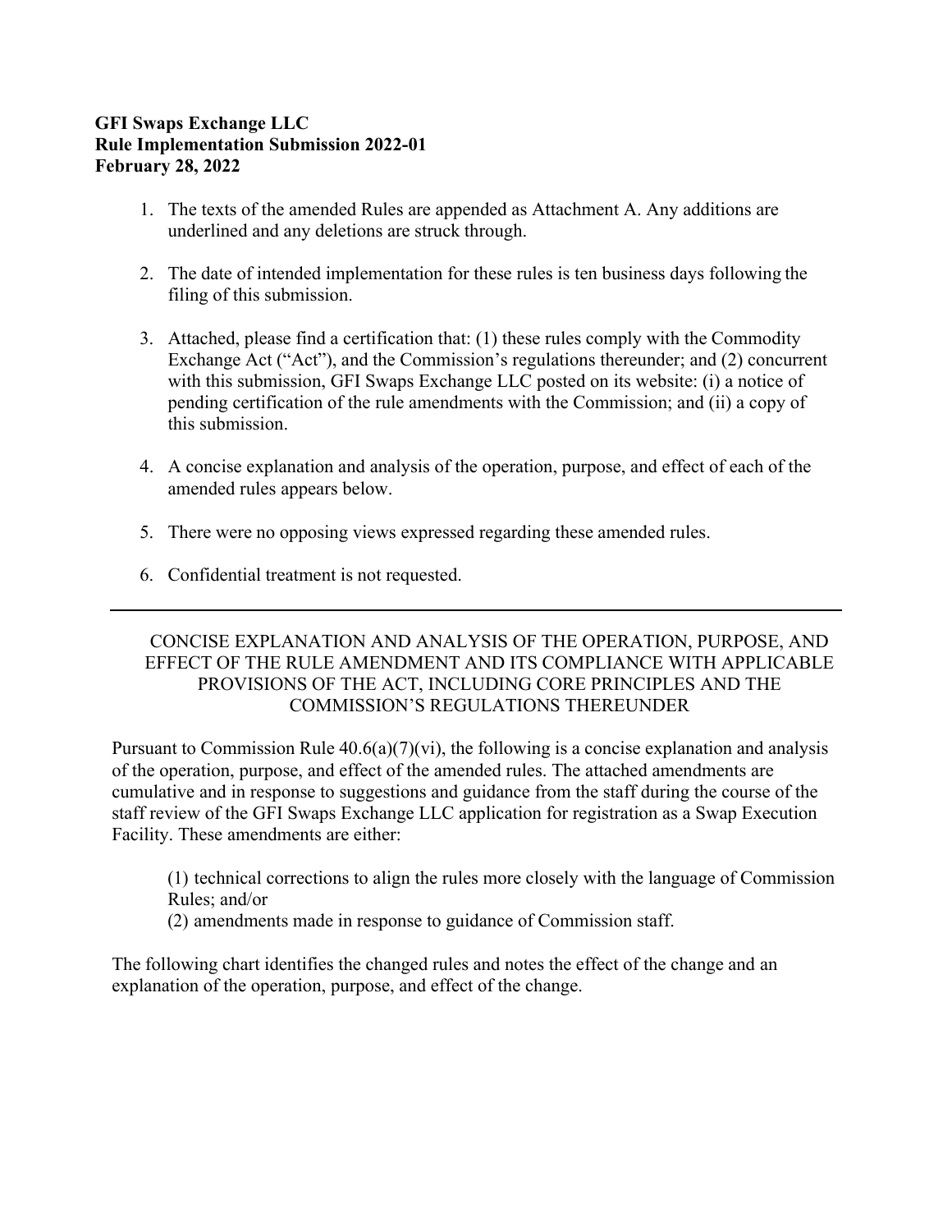**GFI Swaps Exchange LLC**
**Rule Implementation Submission 2022-01**
**February 28, 2022**

1. The texts of the amended Rules are appended as Attachment A. Any additions are underlined and any deletions are struck through.

2. The date of intended implementation for these rules is ten business days following the filing of this submission.

3. Attached, please find a certification that: (1) these rules comply with the Commodity Exchange Act ("Act"), and the Commission's regulations thereunder; and (2) concurrent with this submission, GFI Swaps Exchange LLC posted on its website: (i) a notice of pending certification of the rule amendments with the Commission; and (ii) a copy of this submission.

4. A concise explanation and analysis of the operation, purpose, and effect of each of the amended rules appears below.

5. There were no opposing views expressed regarding these amended rules.

6. Confidential treatment is not requested.

---

CONCISE EXPLANATION AND ANALYSIS OF THE OPERATION, PURPOSE, AND EFFECT OF THE RULE AMENDMENT AND ITS COMPLIANCE WITH APPLICABLE PROVISIONS OF THE ACT, INCLUDING CORE PRINCIPLES AND THE COMMISSION'S REGULATIONS THEREUNDER

Pursuant to Commission Rule 40.6(a)(7)(vi), the following is a concise explanation and analysis of the operation, purpose, and effect of the amended rules. The attached amendments are cumulative and in response to suggestions and guidance from the staff during the course of the staff review of the GFI Swaps Exchange LLC application for registration as a Swap Execution Facility. These amendments are either:

(1) technical corrections to align the rules more closely with the language of Commission Rules; and/or
(2) amendments made in response to guidance of Commission staff.

The following chart identifies the changed rules and notes the effect of the change and an explanation of the operation, purpose, and effect of the change.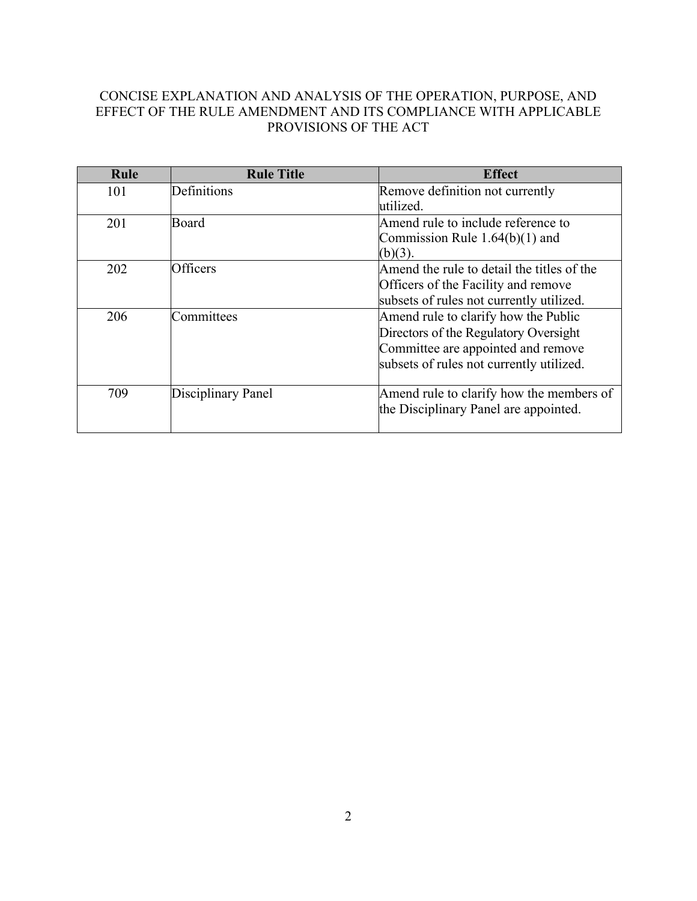CONCISE EXPLANATION AND ANALYSIS OF THE OPERATION, PURPOSE, AND EFFECT OF THE RULE AMENDMENT AND ITS COMPLIANCE WITH APPLICABLE PROVISIONS OF THE ACT

| Rule | Rule Title | Effect |
|---|---|---|
| 101 | Definitions | Remove definition not currently utilized. |
| 201 | Board | Amend rule to include reference to Commission Rule 1.64(b)(1) and (b)(3). |
| 202 | Officers | Amend the rule to detail the titles of the Officers of the Facility and remove subsets of rules not currently utilized. |
| 206 | Committees | Amend rule to clarify how the Public Directors of the Regulatory Oversight Committee are appointed and remove subsets of rules not currently utilized. |
| 709 | Disciplinary Panel | Amend rule to clarify how the members of the Disciplinary Panel are appointed. |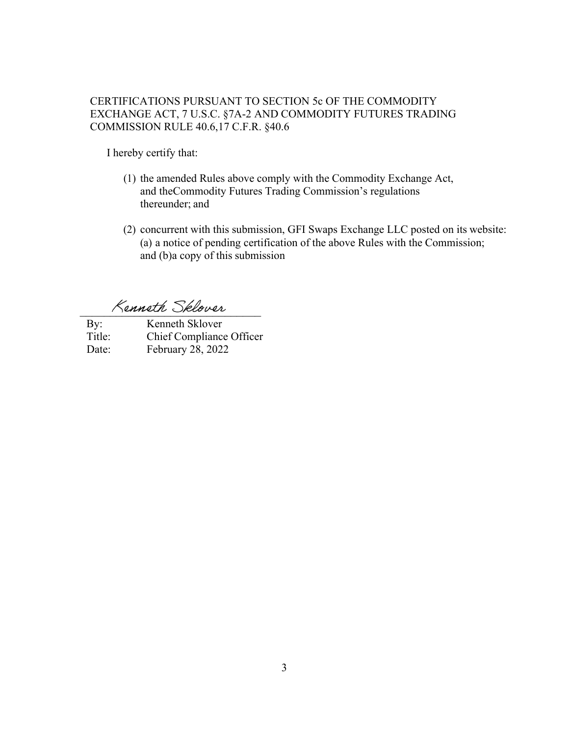CERTIFICATIONS PURSUANT TO SECTION 5c OF THE COMMODITY EXCHANGE ACT, 7 U.S.C. §7A-2 AND COMMODITY FUTURES TRADING COMMISSION RULE 40.6,17 C.F.R. §40.6

I hereby certify that:

(1) the amended Rules above comply with the Commodity Exchange Act, and theCommodity Futures Trading Commission's regulations thereunder; and

(2) concurrent with this submission, GFI Swaps Exchange LLC posted on its website: (a) a notice of pending certification of the above Rules with the Commission; and (b)a copy of this submission

Kenneth Sklover

By: Kenneth Sklover
Title: Chief Compliance Officer
Date: February 28, 2022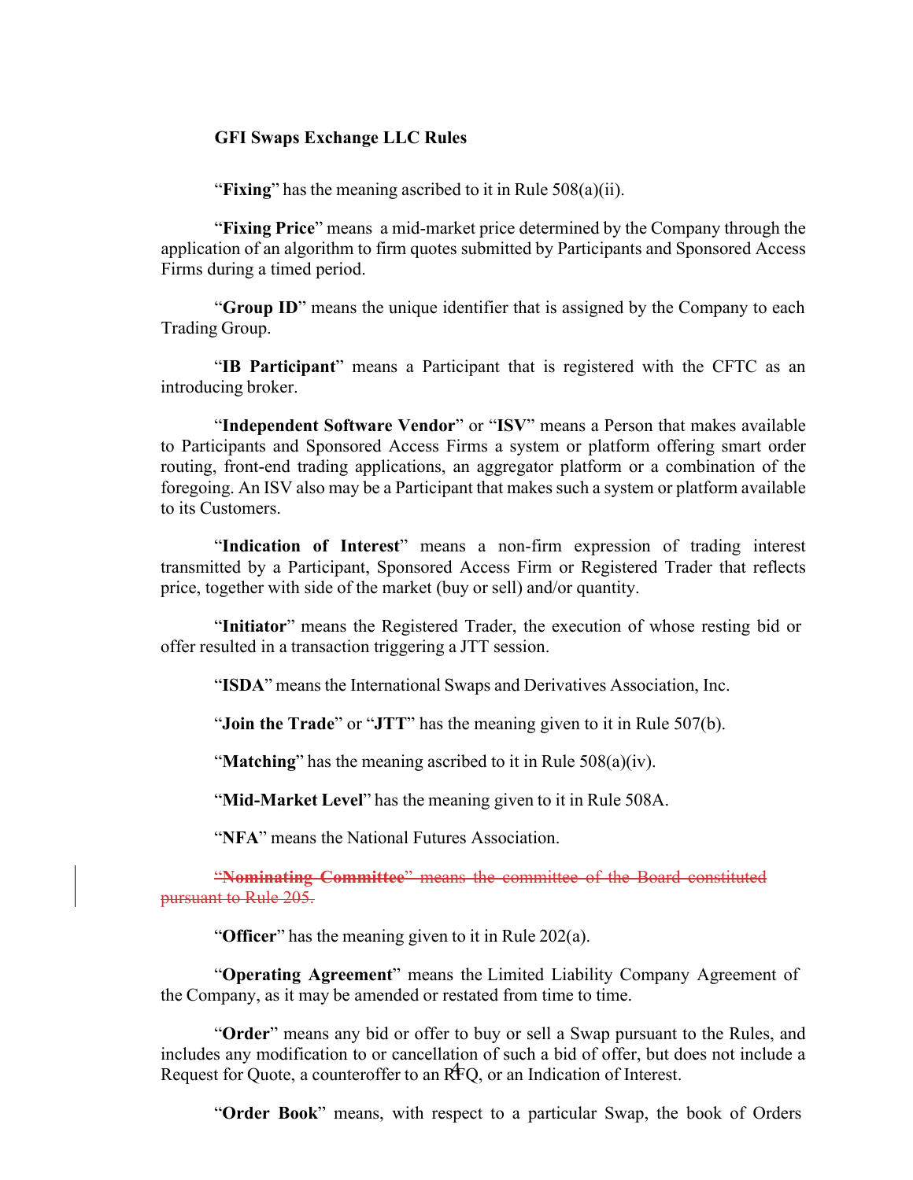**GFI Swaps Exchange LLC Rules**

"**Fixing**" has the meaning ascribed to it in Rule 508(a)(ii).

"**Fixing Price**" means a mid-market price determined by the Company through the application of an algorithm to firm quotes submitted by Participants and Sponsored Access Firms during a timed period.

"**Group ID**" means the unique identifier that is assigned by the Company to each Trading Group.

"**IB Participant**" means a Participant that is registered with the CFTC as an introducing broker.

"**Independent Software Vendor**" or "**ISV**" means a Person that makes available to Participants and Sponsored Access Firms a system or platform offering smart order routing, front-end trading applications, an aggregator platform or a combination of the foregoing. An ISV also may be a Participant that makes such a system or platform available to its Customers.

"**Indication of Interest**" means a non-firm expression of trading interest transmitted by a Participant, Sponsored Access Firm or Registered Trader that reflects price, together with side of the market (buy or sell) and/or quantity.

"**Initiator**" means the Registered Trader, the execution of whose resting bid or offer resulted in a transaction triggering a JTT session.

"**ISDA**" means the International Swaps and Derivatives Association, Inc.

"**Join the Trade**" or "**JTT**" has the meaning given to it in Rule 507(b).

"**Matching**" has the meaning ascribed to it in Rule 508(a)(iv).

"**Mid-Market Level**" has the meaning given to it in Rule 508A.

"**NFA**" means the National Futures Association.

~~"**Nominating Committee**" means the committee of the Board constituted pursuant to Rule 205.~~

"**Officer**" has the meaning given to it in Rule 202(a).

"**Operating Agreement**" means the Limited Liability Company Agreement of the Company, as it may be amended or restated from time to time.

"**Order**" means any bid or offer to buy or sell a Swap pursuant to the Rules, and includes any modification to or cancellation of such a bid of offer, but does not include a Request for Quote, a counteroffer to an RFQ, or an Indication of Interest.

"**Order Book**" means, with respect to a particular Swap, the book of Orders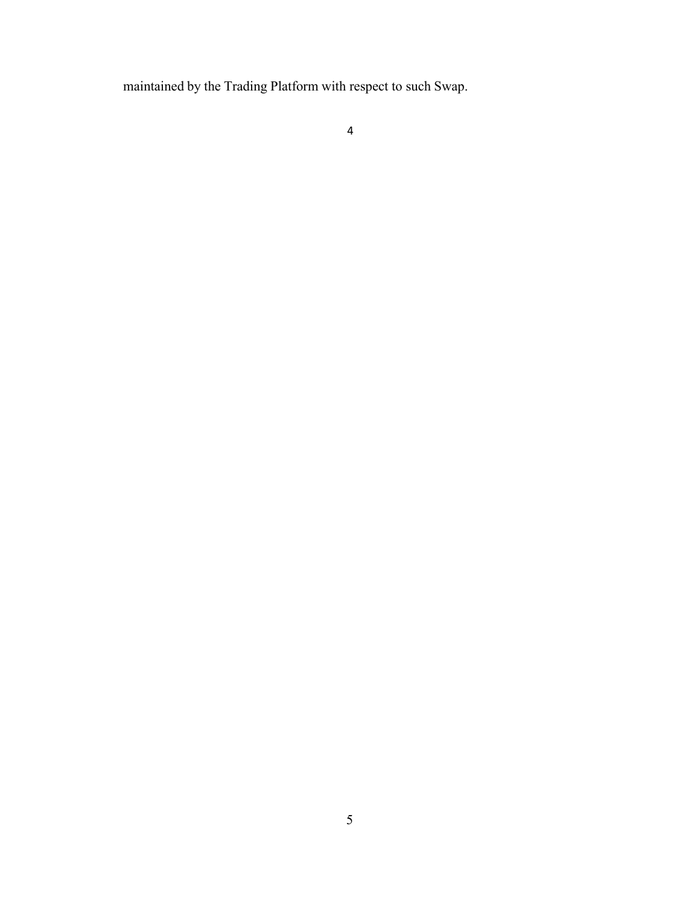maintained by the Trading Platform with respect to such Swap.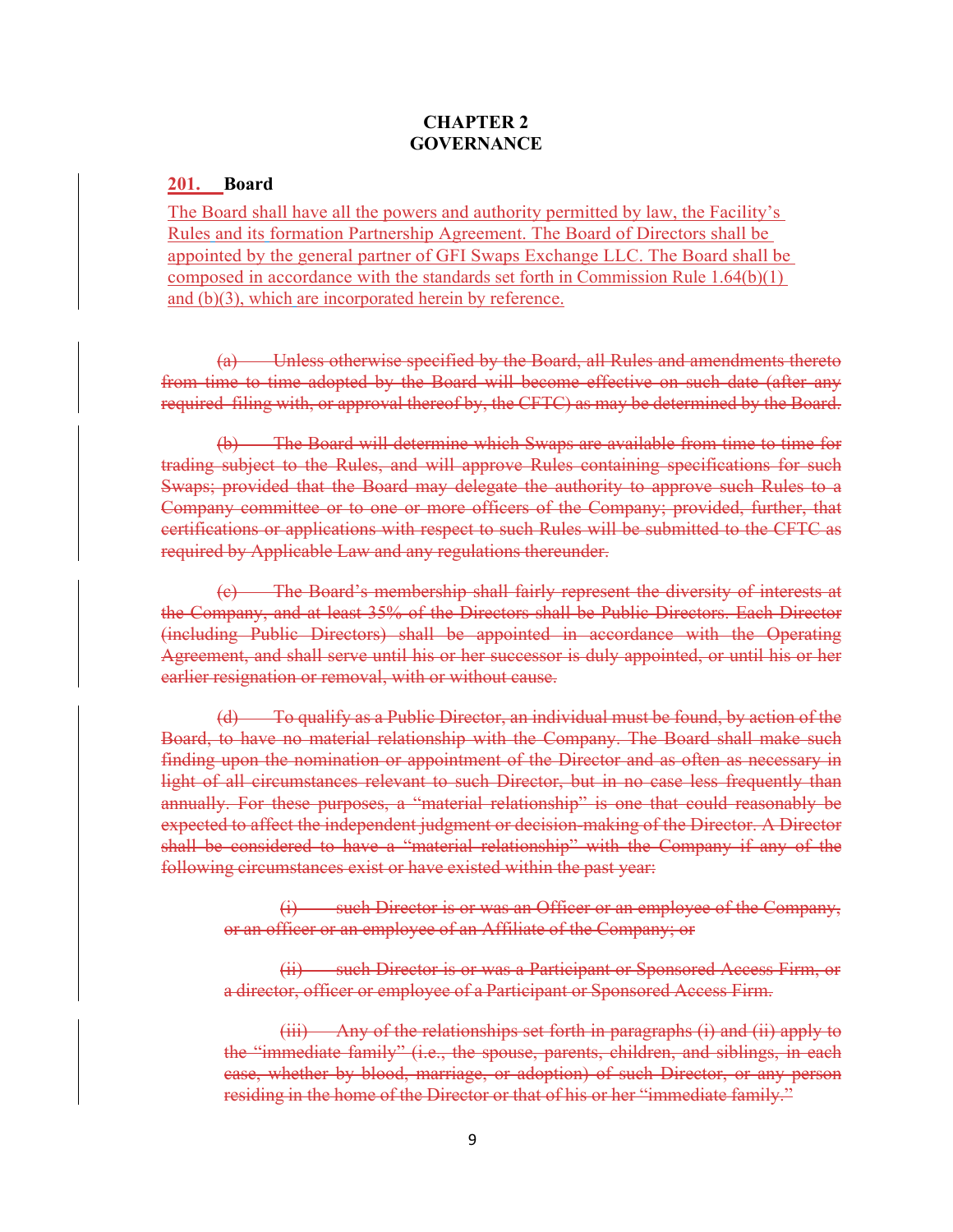# CHAPTER 2
# GOVERNANCE

## 201. Board

The Board shall have all the powers and authority permitted by law, the Facility's Rules and its formation Partnership Agreement. The Board of Directors shall be appointed by the general partner of GFI Swaps Exchange LLC. The Board shall be composed in accordance with the standards set forth in Commission Rule 1.64(b)(1) and (b)(3), which are incorporated herein by reference.

~~(a) Unless otherwise specified by the Board, all Rules and amendments thereto from time to time adopted by the Board will become effective on such date (after any required filing with, or approval thereof by, the CFTC) as may be determined by the Board.~~

~~(b) The Board will determine which Swaps are available from time to time for trading subject to the Rules, and will approve Rules containing specifications for such Swaps; provided that the Board may delegate the authority to approve such Rules to a Company committee or to one or more officers of the Company; provided, further, that certifications or applications with respect to such Rules will be submitted to the CFTC as required by Applicable Law and any regulations thereunder.~~

~~(c) The Board's membership shall fairly represent the diversity of interests at the Company, and at least 35% of the Directors shall be Public Directors. Each Director (including Public Directors) shall be appointed in accordance with the Operating Agreement, and shall serve until his or her successor is duly appointed, or until his or her earlier resignation or removal, with or without cause.~~

~~(d) To qualify as a Public Director, an individual must be found, by action of the Board, to have no material relationship with the Company. The Board shall make such finding upon the nomination or appointment of the Director and as often as necessary in light of all circumstances relevant to such Director, but in no case less frequently than annually. For these purposes, a "material relationship" is one that could reasonably be expected to affect the independent judgment or decision-making of the Director. A Director shall be considered to have a "material relationship" with the Company if any of the following circumstances exist or have existed within the past year:~~

~~(i) such Director is or was an Officer or an employee of the Company, or an officer or an employee of an Affiliate of the Company; or~~

~~(ii) such Director is or was a Participant or Sponsored Access Firm, or a director, officer or employee of a Participant or Sponsored Access Firm.~~

~~(iii) Any of the relationships set forth in paragraphs (i) and (ii) apply to the "immediate family" (i.e., the spouse, parents, children, and siblings, in each case, whether by blood, marriage, or adoption) of such Director, or any person residing in the home of the Director or that of his or her "immediate family."~~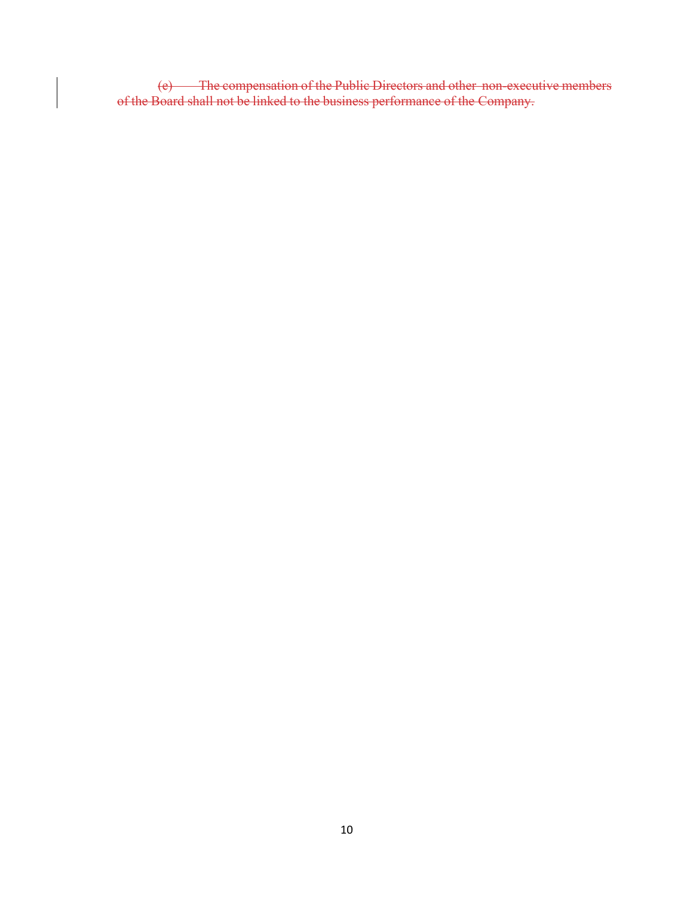~~(e) The compensation of the Public Directors and other non-executive members of the Board shall not be linked to the business performance of the Company.~~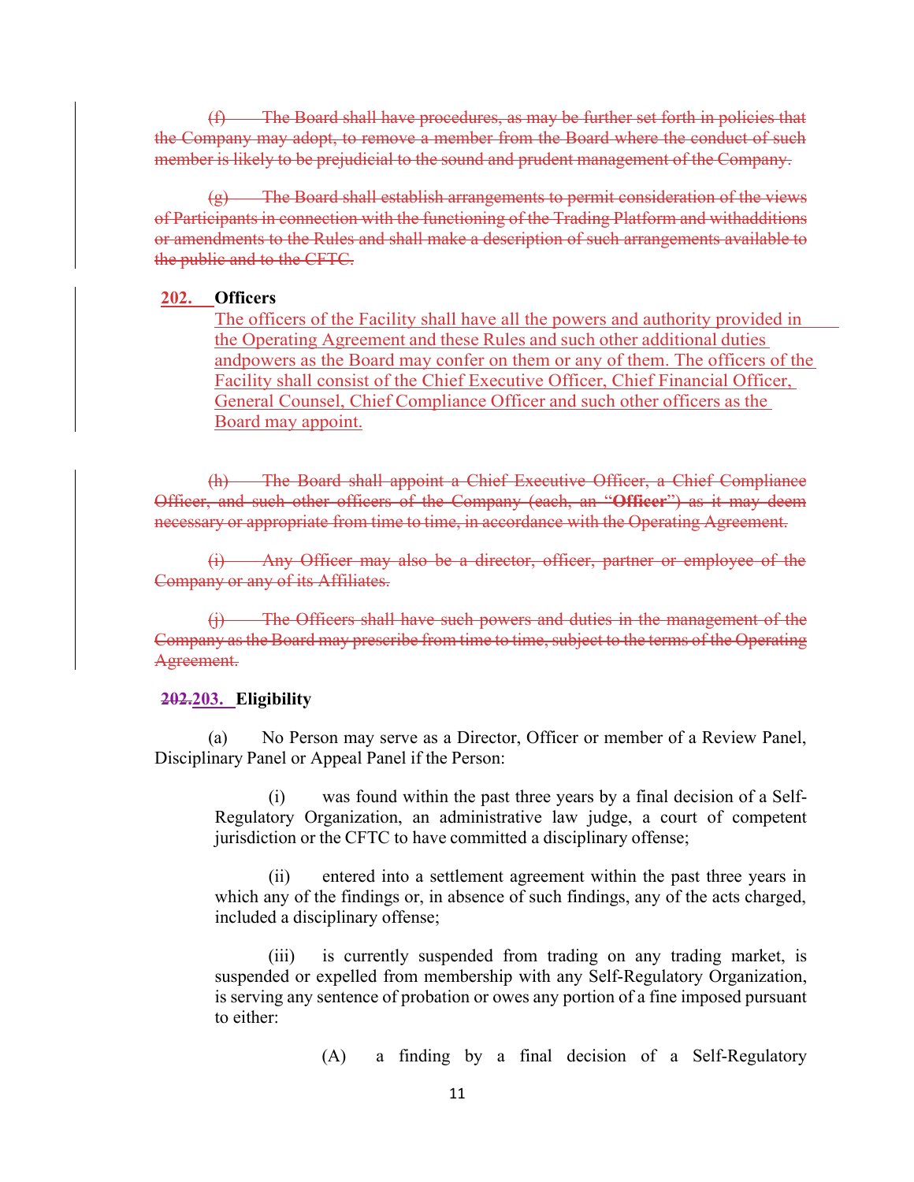~~(f) The Board shall have procedures, as may be further set forth in policies that the Company may adopt, to remove a member from the Board where the conduct of such member is likely to be prejudicial to the sound and prudent management of the Company.~~

~~(g) The Board shall establish arrangements to permit consideration of the views of Participants in connection with the functioning of the Trading Platform and withadditions or amendments to the Rules and shall make a description of such arrangements available to the public and to the CFTC.~~

**202. Officers**

The officers of the Facility shall have all the powers and authority provided in the Operating Agreement and these Rules and such other additional duties andpowers as the Board may confer on them or any of them. The officers of the Facility shall consist of the Chief Executive Officer, Chief Financial Officer, General Counsel, Chief Compliance Officer and such other officers as the Board may appoint.

~~(h) The Board shall appoint a Chief Executive Officer, a Chief Compliance Officer, and such other officers of the Company (each, an "**Officer**") as it may deem necessary or appropriate from time to time, in accordance with the Operating Agreement.~~

~~(i) Any Officer may also be a director, officer, partner or employee of the Company or any of its Affiliates.~~

~~(j) The Officers shall have such powers and duties in the management of the Company as the Board may prescribe from time to time, subject to the terms of the Operating Agreement.~~

**~~202.~~203. Eligibility**

(a) No Person may serve as a Director, Officer or member of a Review Panel, Disciplinary Panel or Appeal Panel if the Person:

(i) was found within the past three years by a final decision of a Self-Regulatory Organization, an administrative law judge, a court of competent jurisdiction or the CFTC to have committed a disciplinary offense;

(ii) entered into a settlement agreement within the past three years in which any of the findings or, in absence of such findings, any of the acts charged, included a disciplinary offense;

(iii) is currently suspended from trading on any trading market, is suspended or expelled from membership with any Self-Regulatory Organization, is serving any sentence of probation or owes any portion of a fine imposed pursuant to either:

(A) a finding by a final decision of a Self-Regulatory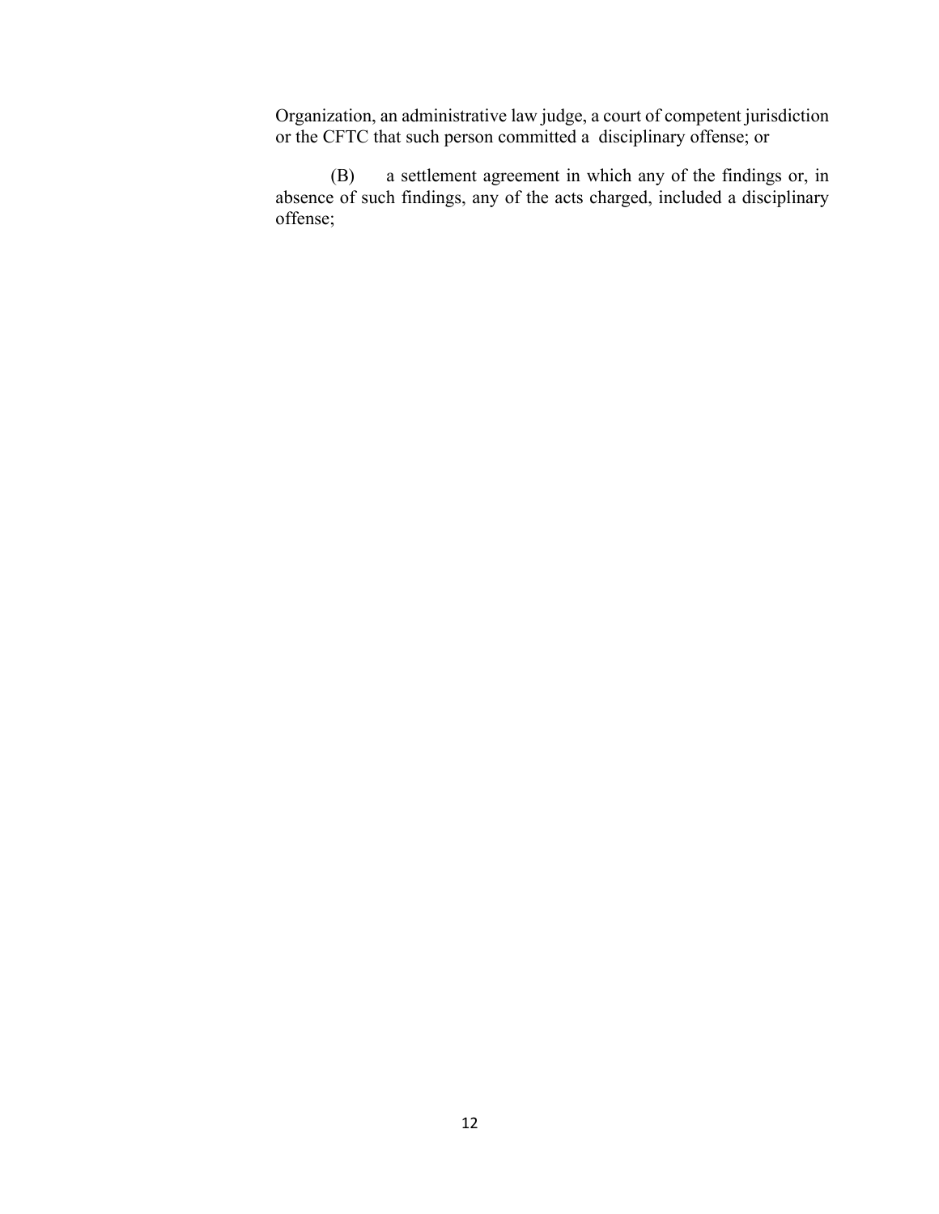Organization, an administrative law judge, a court of competent jurisdiction or the CFTC that such person committed a disciplinary offense; or

(B) a settlement agreement in which any of the findings or, in absence of such findings, any of the acts charged, included a disciplinary offense;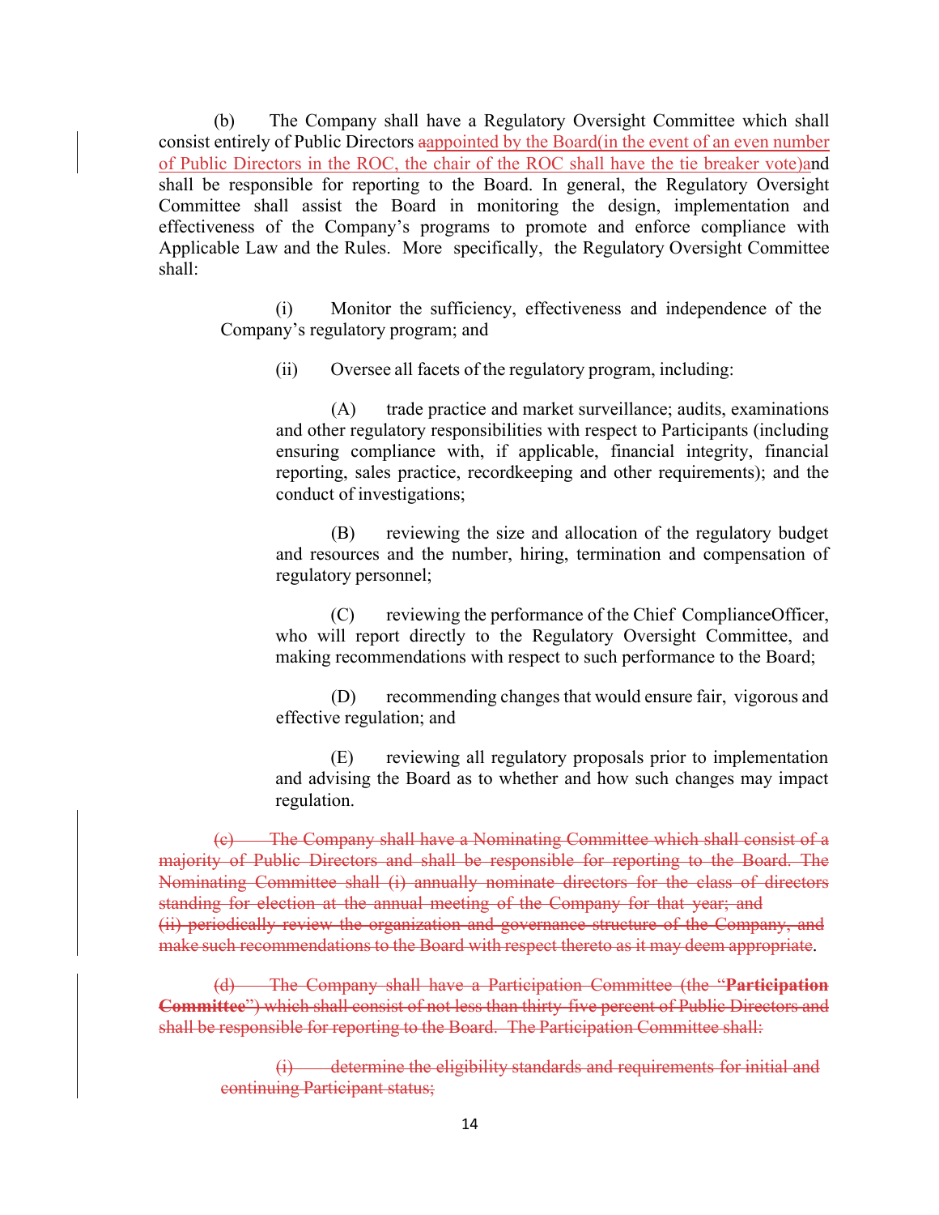(b) The Company shall have a Regulatory Oversight Committee which shall consist entirely of Public Directors ~~a~~appointed by the Board(in the event of an even number of Public Directors in the ROC, the chair of the ROC shall have the tie breaker vote)and shall be responsible for reporting to the Board. In general, the Regulatory Oversight Committee shall assist the Board in monitoring the design, implementation and effectiveness of the Company's programs to promote and enforce compliance with Applicable Law and the Rules. More specifically, the Regulatory Oversight Committee shall:

(i) Monitor the sufficiency, effectiveness and independence of the Company's regulatory program; and

(ii) Oversee all facets of the regulatory program, including:

(A) trade practice and market surveillance; audits, examinations and other regulatory responsibilities with respect to Participants (including ensuring compliance with, if applicable, financial integrity, financial reporting, sales practice, recordkeeping and other requirements); and the conduct of investigations;

(B) reviewing the size and allocation of the regulatory budget and resources and the number, hiring, termination and compensation of regulatory personnel;

(C) reviewing the performance of the Chief ComplianceOfficer, who will report directly to the Regulatory Oversight Committee, and making recommendations with respect to such performance to the Board;

(D) recommending changes that would ensure fair, vigorous and effective regulation; and

(E) reviewing all regulatory proposals prior to implementation and advising the Board as to whether and how such changes may impact regulation.

~~(c) The Company shall have a Nominating Committee which shall consist of a majority of Public Directors and shall be responsible for reporting to the Board. The Nominating Committee shall (i) annually nominate directors for the class of directors standing for election at the annual meeting of the Company for that year; and (ii) periodically review the organization and governance structure of the Company, and make such recommendations to the Board with respect thereto as it may deem appropriate~~.

~~(d) The Company shall have a Participation Committee (the "**Participation Committee**") which shall consist of not less than thirty-five percent of Public Directors and shall be responsible for reporting to the Board. The Participation Committee shall:~~

~~(i) determine the eligibility standards and requirements for initial and continuing Participant status;~~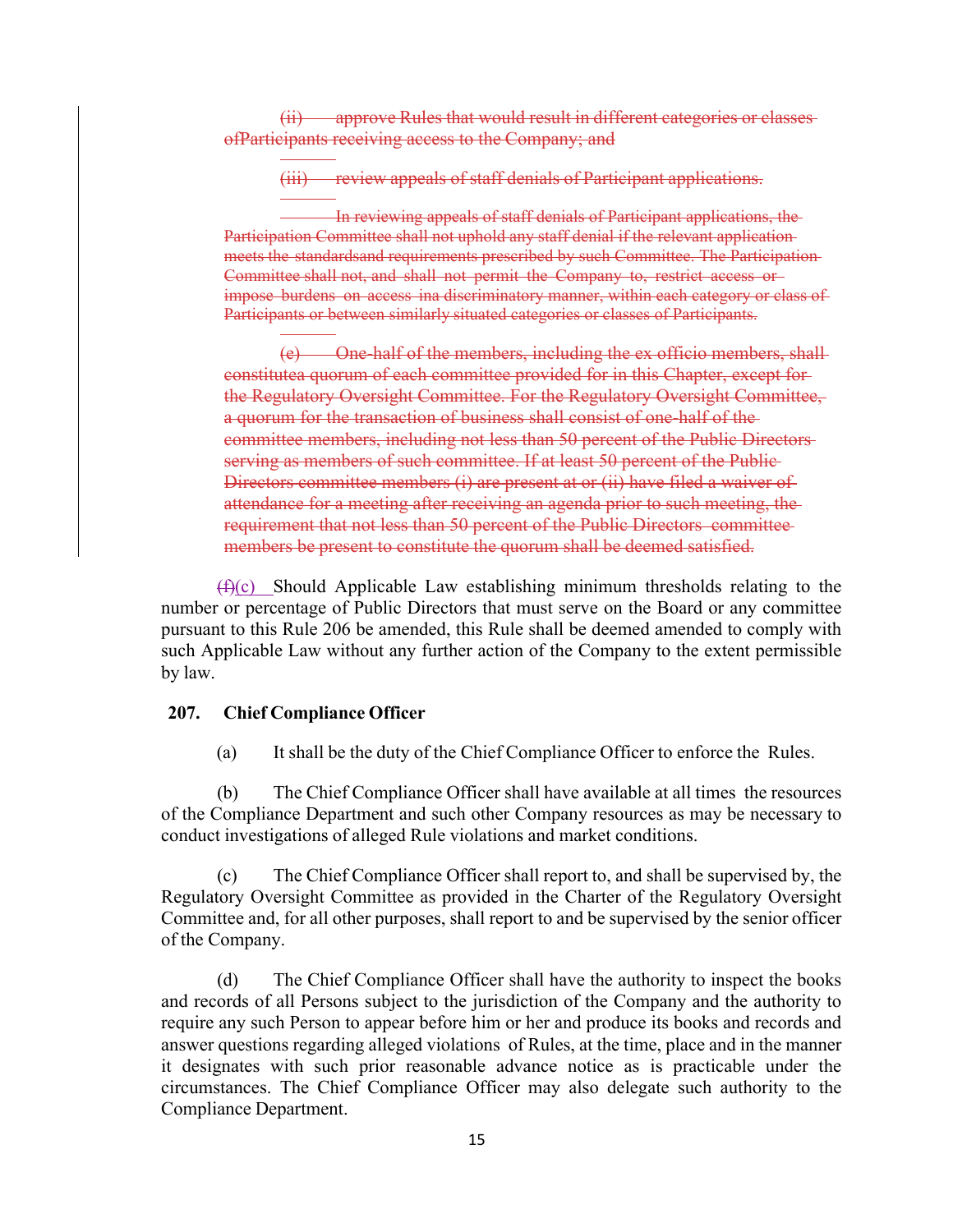~~(ii) approve Rules that would result in different categories or classes ofParticipants receiving access to the Company; and~~

~~(iii) review appeals of staff denials of Participant applications.~~

~~In reviewing appeals of staff denials of Participant applications, the Participation Committee shall not uphold any staff denial if the relevant application meets the standardsand requirements prescribed by such Committee. The Participation Committee shall not, and shall not permit the Company to, restrict access or impose burdens on access ina discriminatory manner, within each category or class of Participants or between similarly situated categories or classes of Participants.~~

~~(e) One-half of the members, including the ex officio members, shall constitutea quorum of each committee provided for in this Chapter, except for the Regulatory Oversight Committee. For the Regulatory Oversight Committee, a quorum for the transaction of business shall consist of one-half of the committee members, including not less than 50 percent of the Public Directors serving as members of such committee. If at least 50 percent of the Public Directors committee members (i) are present at or (ii) have filed a waiver of attendance for a meeting after receiving an agenda prior to such meeting, the requirement that not less than 50 percent of the Public Directors committee members be present to constitute the quorum shall be deemed satisfied.~~

~~(f)~~(c) Should Applicable Law establishing minimum thresholds relating to the number or percentage of Public Directors that must serve on the Board or any committee pursuant to this Rule 206 be amended, this Rule shall be deemed amended to comply with such Applicable Law without any further action of the Company to the extent permissible by law.

**207. Chief Compliance Officer**

(a) It shall be the duty of the Chief Compliance Officer to enforce the Rules.

(b) The Chief Compliance Officer shall have available at all times the resources of the Compliance Department and such other Company resources as may be necessary to conduct investigations of alleged Rule violations and market conditions.

(c) The Chief Compliance Officer shall report to, and shall be supervised by, the Regulatory Oversight Committee as provided in the Charter of the Regulatory Oversight Committee and, for all other purposes, shall report to and be supervised by the senior officer of the Company.

(d) The Chief Compliance Officer shall have the authority to inspect the books and records of all Persons subject to the jurisdiction of the Company and the authority to require any such Person to appear before him or her and produce its books and records and answer questions regarding alleged violations of Rules, at the time, place and in the manner it designates with such prior reasonable advance notice as is practicable under the circumstances. The Chief Compliance Officer may also delegate such authority to the Compliance Department.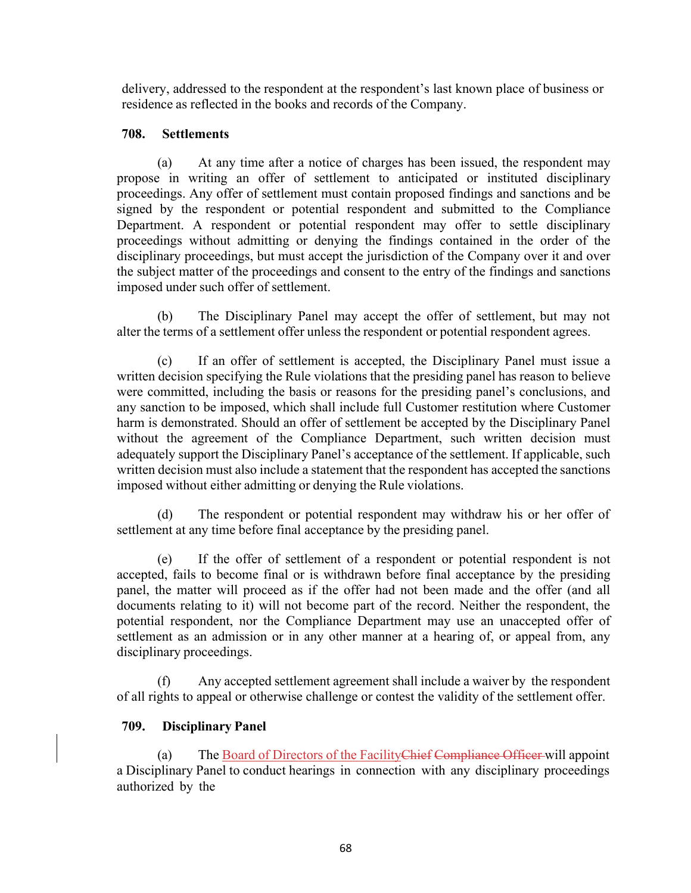delivery, addressed to the respondent at the respondent's last known place of business or residence as reflected in the books and records of the Company.

**708. Settlements**

(a) At any time after a notice of charges has been issued, the respondent may propose in writing an offer of settlement to anticipated or instituted disciplinary proceedings. Any offer of settlement must contain proposed findings and sanctions and be signed by the respondent or potential respondent and submitted to the Compliance Department. A respondent or potential respondent may offer to settle disciplinary proceedings without admitting or denying the findings contained in the order of the disciplinary proceedings, but must accept the jurisdiction of the Company over it and over the subject matter of the proceedings and consent to the entry of the findings and sanctions imposed under such offer of settlement.

(b) The Disciplinary Panel may accept the offer of settlement, but may not alter the terms of a settlement offer unless the respondent or potential respondent agrees.

(c) If an offer of settlement is accepted, the Disciplinary Panel must issue a written decision specifying the Rule violations that the presiding panel has reason to believe were committed, including the basis or reasons for the presiding panel's conclusions, and any sanction to be imposed, which shall include full Customer restitution where Customer harm is demonstrated. Should an offer of settlement be accepted by the Disciplinary Panel without the agreement of the Compliance Department, such written decision must adequately support the Disciplinary Panel's acceptance of the settlement. If applicable, such written decision must also include a statement that the respondent has accepted the sanctions imposed without either admitting or denying the Rule violations.

(d) The respondent or potential respondent may withdraw his or her offer of settlement at any time before final acceptance by the presiding panel.

(e) If the offer of settlement of a respondent or potential respondent is not accepted, fails to become final or is withdrawn before final acceptance by the presiding panel, the matter will proceed as if the offer had not been made and the offer (and all documents relating to it) will not become part of the record. Neither the respondent, the potential respondent, nor the Compliance Department may use an unaccepted offer of settlement as an admission or in any other manner at a hearing of, or appeal from, any disciplinary proceedings.

(f) Any accepted settlement agreement shall include a waiver by the respondent of all rights to appeal or otherwise challenge or contest the validity of the settlement offer.

**709. Disciplinary Panel**

(a) The Board of Directors of the Facility~~Chief Compliance Officer~~ will appoint a Disciplinary Panel to conduct hearings in connection with any disciplinary proceedings authorized by the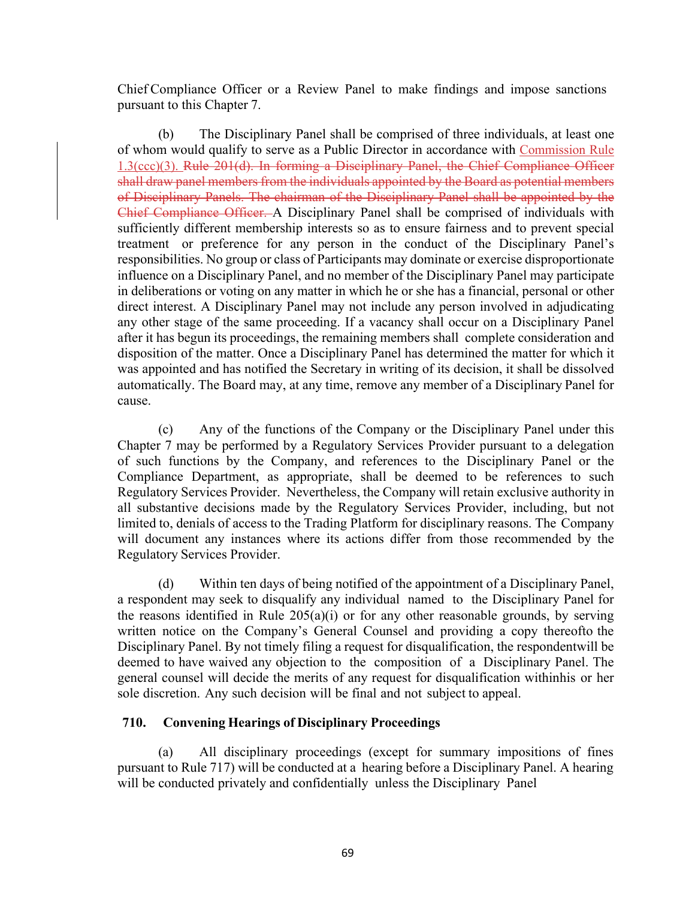Chief Compliance Officer or a Review Panel to make findings and impose sanctions pursuant to this Chapter 7.

(b) The Disciplinary Panel shall be comprised of three individuals, at least one of whom would qualify to serve as a Public Director in accordance with Commission Rule 1.3(ccc)(3). ~~Rule 201(d). In forming a Disciplinary Panel, the Chief Compliance Officer shall draw panel members from the individuals appointed by the Board as potential members of Disciplinary Panels. The chairman of the Disciplinary Panel shall be appointed by the Chief Compliance Officer.~~ A Disciplinary Panel shall be comprised of individuals with sufficiently different membership interests so as to ensure fairness and to prevent special treatment or preference for any person in the conduct of the Disciplinary Panel's responsibilities. No group or class of Participants may dominate or exercise disproportionate influence on a Disciplinary Panel, and no member of the Disciplinary Panel may participate in deliberations or voting on any matter in which he or she has a financial, personal or other direct interest. A Disciplinary Panel may not include any person involved in adjudicating any other stage of the same proceeding. If a vacancy shall occur on a Disciplinary Panel after it has begun its proceedings, the remaining members shall complete consideration and disposition of the matter. Once a Disciplinary Panel has determined the matter for which it was appointed and has notified the Secretary in writing of its decision, it shall be dissolved automatically. The Board may, at any time, remove any member of a Disciplinary Panel for cause.

(c) Any of the functions of the Company or the Disciplinary Panel under this Chapter 7 may be performed by a Regulatory Services Provider pursuant to a delegation of such functions by the Company, and references to the Disciplinary Panel or the Compliance Department, as appropriate, shall be deemed to be references to such Regulatory Services Provider. Nevertheless, the Company will retain exclusive authority in all substantive decisions made by the Regulatory Services Provider, including, but not limited to, denials of access to the Trading Platform for disciplinary reasons. The Company will document any instances where its actions differ from those recommended by the Regulatory Services Provider.

(d) Within ten days of being notified of the appointment of a Disciplinary Panel, a respondent may seek to disqualify any individual named to the Disciplinary Panel for the reasons identified in Rule 205(a)(i) or for any other reasonable grounds, by serving written notice on the Company's General Counsel and providing a copy thereofto the Disciplinary Panel. By not timely filing a request for disqualification, the respondentwill be deemed to have waived any objection to the composition of a Disciplinary Panel. The general counsel will decide the merits of any request for disqualification withinhis or her sole discretion. Any such decision will be final and not subject to appeal.

### 710. Convening Hearings of Disciplinary Proceedings

(a) All disciplinary proceedings (except for summary impositions of fines pursuant to Rule 717) will be conducted at a hearing before a Disciplinary Panel. A hearing will be conducted privately and confidentially unless the Disciplinary Panel